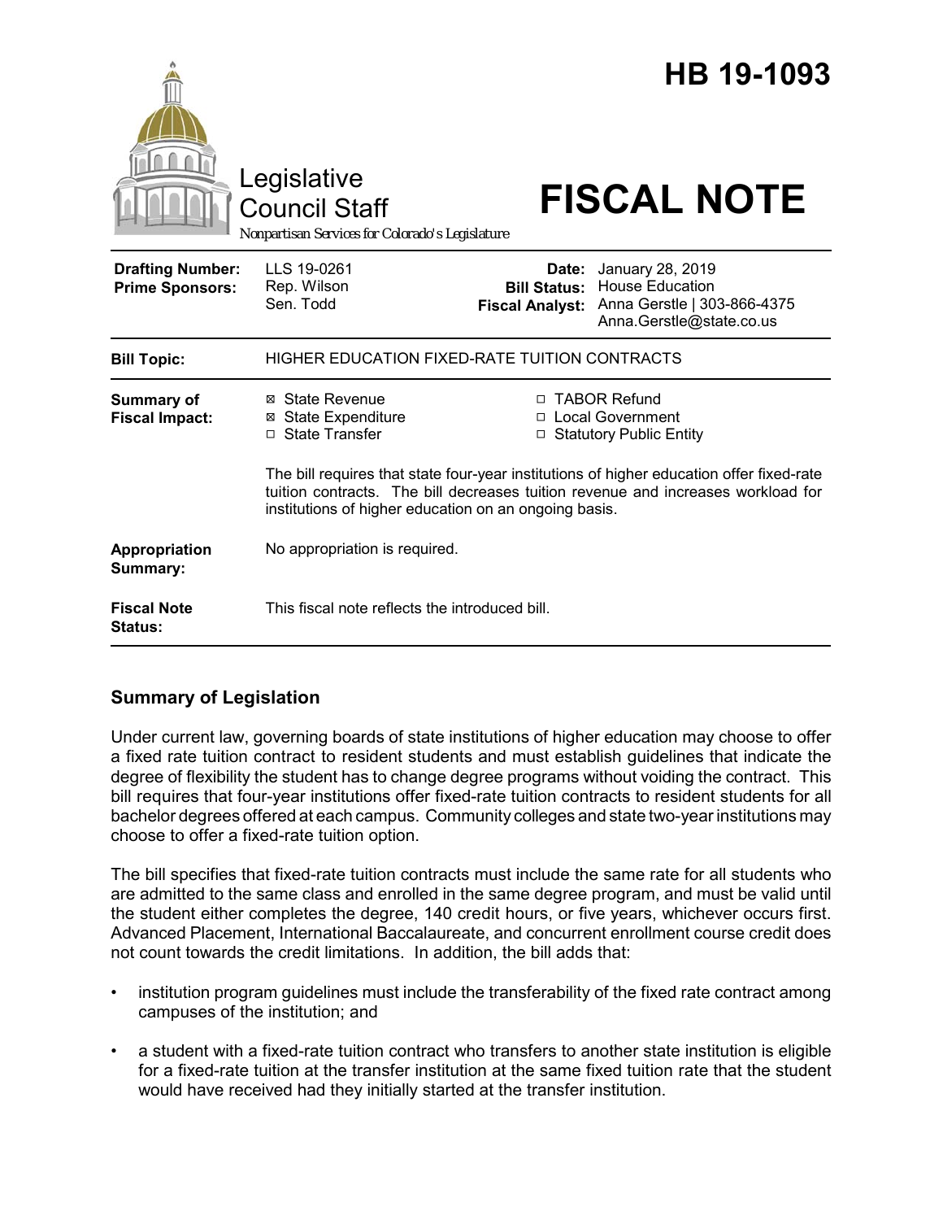# HB 19-1093

Legislative Council Staff

*Nonpartisan Services for Colorado's Legislature*

# FISCAL NOTE

| | | | |
|---|---|---|---|
| **Drafting Number:** | LLS 19-0261 | **Date:** | January 28, 2019 |
| **Prime Sponsors:** | Rep. Wilson<br>Sen. Todd | **Bill Status:** | House Education |
| | | **Fiscal Analyst:** | Anna Gerstle \| 303-866-4375<br>Anna.Gerstle@state.co.us |

| | |
|---|---|
| **Bill Topic:** | HIGHER EDUCATION FIXED-RATE TUITION CONTRACTS |

**Summary of Fiscal Impact:**

- ☒ State Revenue
- ☒ State Expenditure
- ☐ State Transfer
- ☐ TABOR Refund
- ☐ Local Government
- ☐ Statutory Public Entity

The bill requires that state four-year institutions of higher education offer fixed-rate tuition contracts. The bill decreases tuition revenue and increases workload for institutions of higher education on an ongoing basis.

**Appropriation Summary:** No appropriation is required.

**Fiscal Note Status:** This fiscal note reflects the introduced bill.

## Summary of Legislation

Under current law, governing boards of state institutions of higher education may choose to offer a fixed rate tuition contract to resident students and must establish guidelines that indicate the degree of flexibility the student has to change degree programs without voiding the contract. This bill requires that four-year institutions offer fixed-rate tuition contracts to resident students for all bachelor degrees offered at each campus. Community colleges and state two-year institutions may choose to offer a fixed-rate tuition option.

The bill specifies that fixed-rate tuition contracts must include the same rate for all students who are admitted to the same class and enrolled in the same degree program, and must be valid until the student either completes the degree, 140 credit hours, or five years, whichever occurs first. Advanced Placement, International Baccalaureate, and concurrent enrollment course credit does not count towards the credit limitations. In addition, the bill adds that:

- institution program guidelines must include the transferability of the fixed rate contract among campuses of the institution; and
- a student with a fixed-rate tuition contract who transfers to another state institution is eligible for a fixed-rate tuition at the transfer institution at the same fixed tuition rate that the student would have received had they initially started at the transfer institution.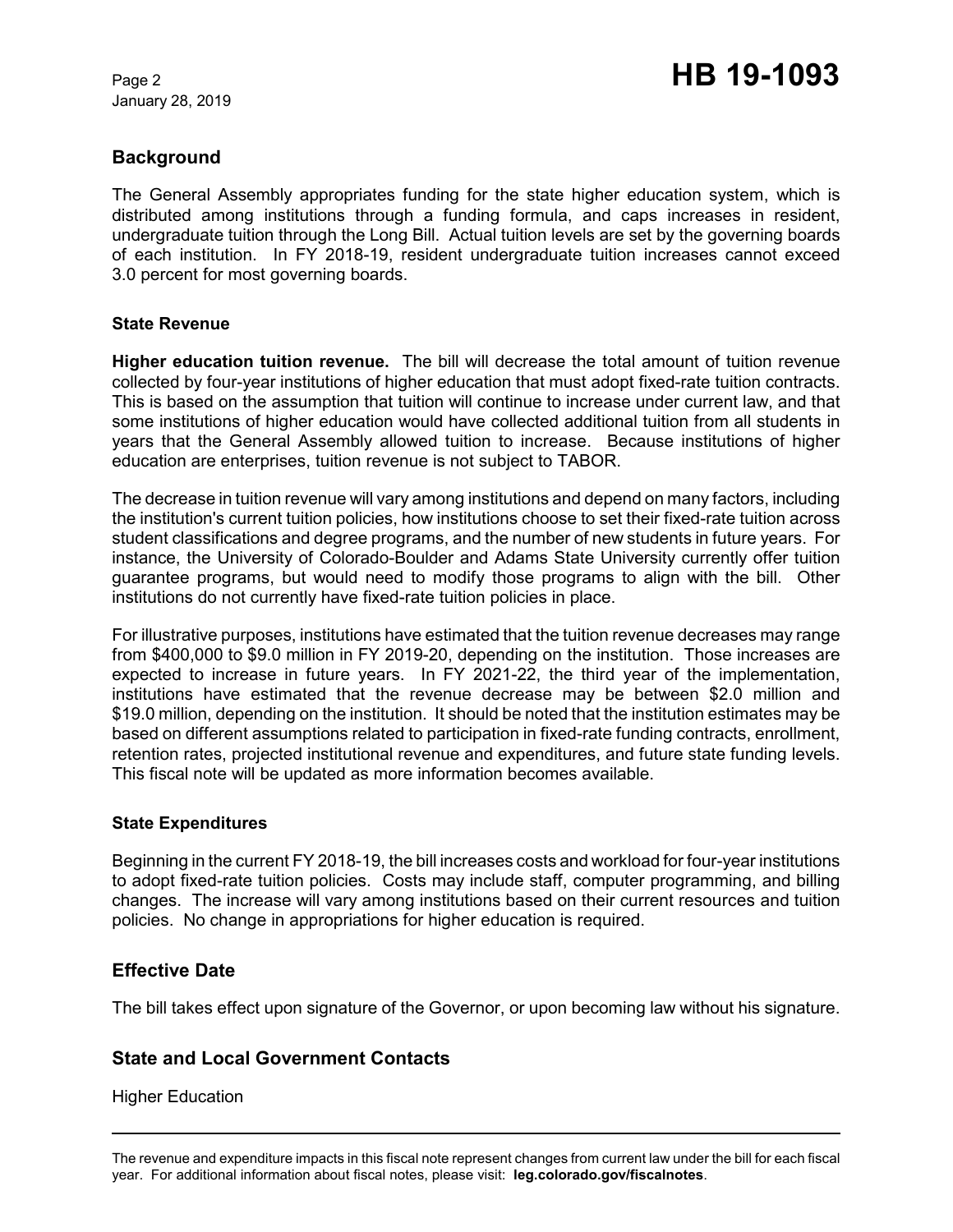## Background

The General Assembly appropriates funding for the state higher education system, which is distributed among institutions through a funding formula, and caps increases in resident, undergraduate tuition through the Long Bill. Actual tuition levels are set by the governing boards of each institution. In FY 2018-19, resident undergraduate tuition increases cannot exceed 3.0 percent for most governing boards.

### State Revenue

**Higher education tuition revenue.** The bill will decrease the total amount of tuition revenue collected by four-year institutions of higher education that must adopt fixed-rate tuition contracts. This is based on the assumption that tuition will continue to increase under current law, and that some institutions of higher education would have collected additional tuition from all students in years that the General Assembly allowed tuition to increase. Because institutions of higher education are enterprises, tuition revenue is not subject to TABOR.

The decrease in tuition revenue will vary among institutions and depend on many factors, including the institution's current tuition policies, how institutions choose to set their fixed-rate tuition across student classifications and degree programs, and the number of new students in future years. For instance, the University of Colorado-Boulder and Adams State University currently offer tuition guarantee programs, but would need to modify those programs to align with the bill. Other institutions do not currently have fixed-rate tuition policies in place.

For illustrative purposes, institutions have estimated that the tuition revenue decreases may range from $400,000 to $9.0 million in FY 2019-20, depending on the institution. Those increases are expected to increase in future years. In FY 2021-22, the third year of the implementation, institutions have estimated that the revenue decrease may be between $2.0 million and $19.0 million, depending on the institution. It should be noted that the institution estimates may be based on different assumptions related to participation in fixed-rate funding contracts, enrollment, retention rates, projected institutional revenue and expenditures, and future state funding levels. This fiscal note will be updated as more information becomes available.

### State Expenditures

Beginning in the current FY 2018-19, the bill increases costs and workload for four-year institutions to adopt fixed-rate tuition policies. Costs may include staff, computer programming, and billing changes. The increase will vary among institutions based on their current resources and tuition policies. No change in appropriations for higher education is required.

## Effective Date

The bill takes effect upon signature of the Governor, or upon becoming law without his signature.

## State and Local Government Contacts

Higher Education

---

The revenue and expenditure impacts in this fiscal note represent changes from current law under the bill for each fiscal year. For additional information about fiscal notes, please visit: **leg.colorado.gov/fiscalnotes**.